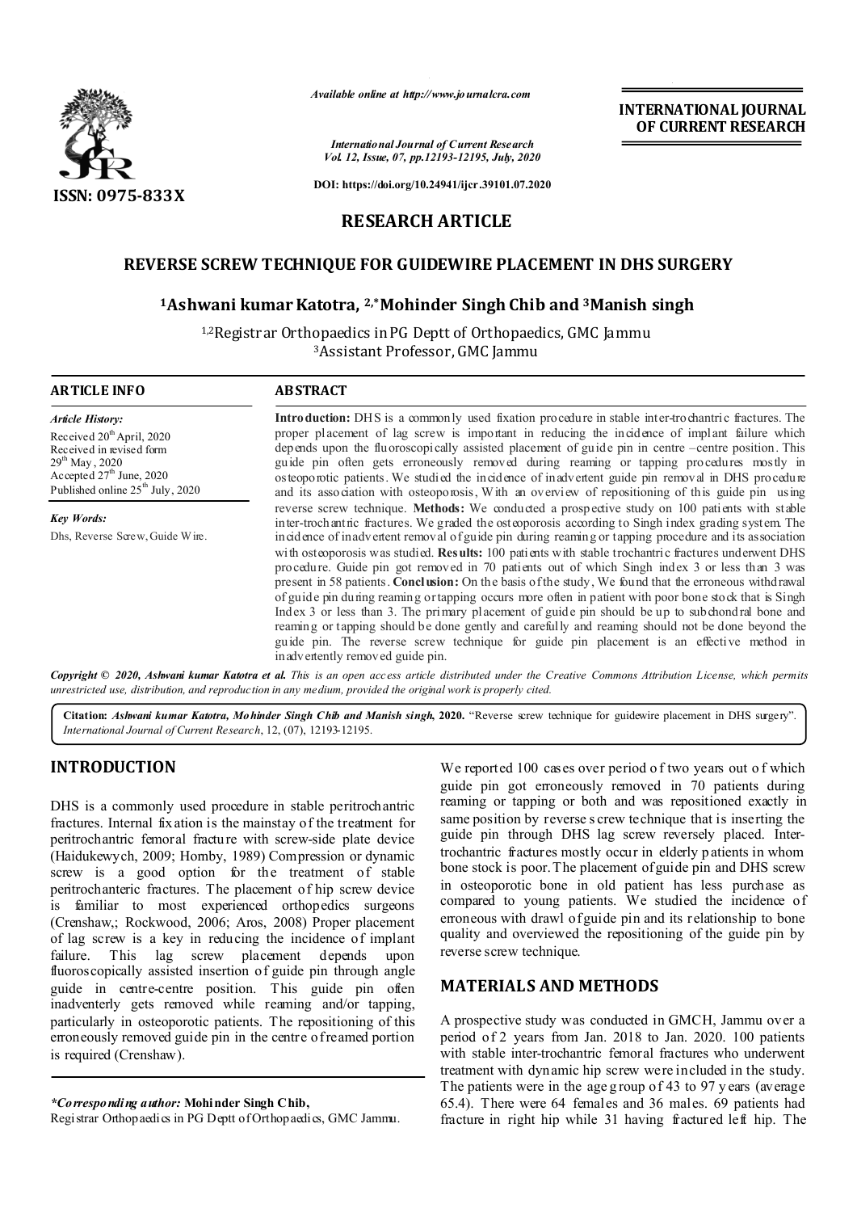*Available online at http://www.journalcra.com*

*International Journal of Current Research*
*Vol. 12, Issue, 07, pp.12193-12195, July, 2020*

**DOI: https://doi.org/10.24941/ijcr.39101.07.2020**

**INTERNATIONAL JOURNAL OF CURRENT RESEARCH**

**ISSN: 0975-833X**

## RESEARCH ARTICLE

# REVERSE SCREW TECHNIQUE FOR GUIDEWIRE PLACEMENT IN DHS SURGERY

**[1]Ashwani kumar Katotra, [2,*]Mohinder Singh Chib and [3]Manish singh**

[1,2]Registrar Orthopaedics in PG Deptt of Orthopaedics, GMC Jammu
[3]Assistant Professor, GMC Jammu

### ARTICLE INFO

*Article History:*
Received 20th April, 2020
Received in revised form
29th May, 2020
Accepted 27th June, 2020
Published online 25th July, 2020

*Key Words:*
Dhs, Reverse Screw, Guide Wire.

### ABSTRACT

**Introduction:** DHS is a commonly used fixation procedure in stable inter-trochantric fractures. The proper placement of lag screw is important in reducing the incidence of implant failure which depends upon the fluoroscopically assisted placement of guide pin in centre –centre position. This guide pin often gets erroneously removed during reaming or tapping procedures mostly in osteoporotic patients. We studied the incidence of inadvertent guide pin removal in DHS procedure and its association with osteoporosis, With an overview of repositioning of this guide pin using reverse screw technique. **Methods:** We conducted a prospective study on 100 patients with stable inter-trochantric fractures. We graded the osteoporosis according to Singh index grading system. The incidence of inadvertent removal of guide pin during reaming or tapping procedure and its association with osteoporosis was studied. **Results:** 100 patients with stable trochantric fractures underwent DHS procedure. Guide pin got removed in 70 patients out of which Singh index 3 or less than 3 was present in 58 patients. **Conclusion:** On the basis of the study, We found that the erroneous withdrawal of guide pin during reaming or tapping occurs more often in patient with poor bone stock that is Singh Index 3 or less than 3. The primary placement of guide pin should be up to subchondral bone and reaming or tapping should be done gently and carefully and reaming should not be done beyond the guide pin. The reverse screw technique for guide pin placement is an effective method in inadvertently removed guide pin.

***Copyright © 2020, Ashwani kumar Katotra et al.*** *This is an open access article distributed under the Creative Commons Attribution License, which permits unrestricted use, distribution, and reproduction in any medium, provided the original work is properly cited.*

**Citation:** ***Ashwani kumar Katotra, Mohinder Singh Chib and Manish singh*, 2020.** "Reverse screw technique for guidewire placement in DHS surgery". *International Journal of Current Research*, 12, (07), 12193-12195.

## INTRODUCTION

DHS is a commonly used procedure in stable peritrochantric fractures. Internal fixation is the mainstay of the treatment for peritrochantric femoral fracture with screw-side plate device (Haidukewych, 2009; Hornby, 1989) Compression or dynamic screw is a good option for the treatment of stable peritrochanteric fractures. The placement of hip screw device is familiar to most experienced orthopedics surgeons (Crenshaw,; Rockwood, 2006; Aros, 2008) Proper placement of lag screw is a key in reducing the incidence of implant failure. This lag screw placement depends upon fluoroscopically assisted insertion of guide pin through angle guide in centre-centre position. This guide pin often inadventerly gets removed while reaming and/or tapping, particularly in osteoporotic patients. The repositioning of this erroneously removed guide pin in the centre of reamed portion is required (Crenshaw).

We reported 100 cases over period of two years out of which guide pin got erroneously removed in 70 patients during reaming or tapping or both and was repositioned exactly in same position by reverse screw technique that is inserting the guide pin through DHS lag screw reversely placed. Inter-trochantric fractures mostly occur in elderly patients in whom bone stock is poor. The placement of guide pin and DHS screw in osteoporotic bone in old patient has less purchase as compared to young patients. We studied the incidence of erroneous withdrawl of guide pin and its relationship to bone quality and overviewed the repositioning of the guide pin by reverse screw technique.

## MATERIALS AND METHODS

A prospective study was conducted in GMCH, Jammu over a period of 2 years from Jan. 2018 to Jan. 2020. 100 patients with stable inter-trochantric femoral fractures who underwent treatment with dynamic hip screw were included in the study. The patients were in the age group of 43 to 97 years (average 65.4). There were 64 females and 36 males. 69 patients had fracture in right hip while 31 having fractured left hip. The

*\*Corresponding author:* **Mohinder Singh Chib,**
Registrar Orthopaedics in PG Deptt of Orthopaedics, GMC Jammu.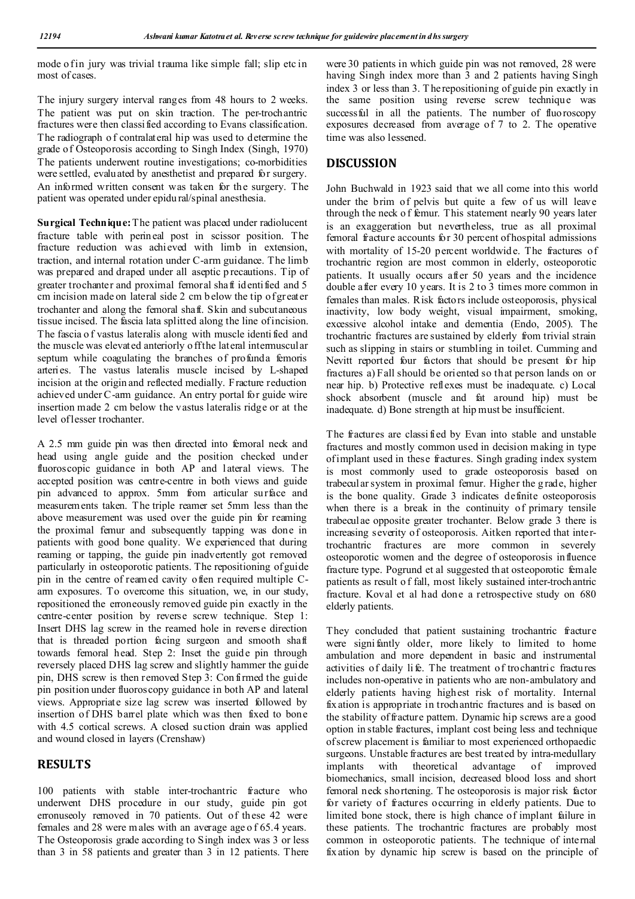mode of injury was trivial trauma like simple fall; slip etc in most of cases.

The injury surgery interval ranges from 48 hours to 2 weeks. The patient was put on skin traction. The per-trochantric fractures were then classified according to Evans classification. The radiograph of contralateral hip was used to determine the grade of Osteoporosis according to Singh Index (Singh, 1970) The patients underwent routine investigations; co-morbidities were settled, evaluated by anesthetist and prepared for surgery. An informed written consent was taken for the surgery. The patient was operated under epidural/spinal anesthesia.

**Surgical Technique:** The patient was placed under radiolucent fracture table with perineal post in scissor position. The fracture reduction was achieved with limb in extension, traction, and internal rotation under C-arm guidance. The limb was prepared and draped under all aseptic precautions. Tip of greater trochanter and proximal femoral shaft identified and 5 cm incision made on lateral side 2 cm below the tip of greater trochanter and along the femoral shaft. Skin and subcutaneous tissue incised. The fascia lata splitted along the line of incision. The fascia of vastus lateralis along with muscle identified and the muscle was elevated anteriorly off the lateral intermuscular septum while coagulating the branches of profunda femoris arteries. The vastus lateralis muscle incised by L-shaped incision at the origin and reflected medially. Fracture reduction achieved under C-arm guidance. An entry portal for guide wire insertion made 2 cm below the vastus lateralis ridge or at the level of lesser trochanter.

A 2.5 mm guide pin was then directed into femoral neck and head using angle guide and the position checked under fluoroscopic guidance in both AP and lateral views. The accepted position was centre-centre in both views and guide pin advanced to approx. 5mm from articular surface and measurements taken. The triple reamer set 5mm less than the above measurement was used over the guide pin for reaming the proximal femur and subsequently tapping was done in patients with good bone quality. We experienced that during reaming or tapping, the guide pin inadvertently got removed particularly in osteoporotic patients. The repositioning of guide pin in the centre of reamed cavity often required multiple C-arm exposures. To overcome this situation, we, in our study, repositioned the erroneously removed guide pin exactly in the centre-center position by reverse screw technique. Step 1: Insert DHS lag screw in the reamed hole in reverse direction that is threaded portion facing surgeon and smooth shaft towards femoral head. Step 2: Inset the guide pin through reversely placed DHS lag screw and slightly hammer the guide pin, DHS screw is then removed Step 3: Confirmed the guide pin position under fluoroscopy guidance in both AP and lateral views. Appropriate size lag screw was inserted followed by insertion of DHS barrel plate which was then fixed to bone with 4.5 cortical screws. A closed suction drain was applied and wound closed in layers (Crenshaw)

## RESULTS

100 patients with stable inter-trochantric fracture who underwent DHS procedure in our study, guide pin got erronuseoly removed in 70 patients. Out of these 42 were females and 28 were males with an average age of 65.4 years. The Osteoporosis grade according to Singh index was 3 or less than 3 in 58 patients and greater than 3 in 12 patients. There were 30 patients in which guide pin was not removed, 28 were having Singh index more than 3 and 2 patients having Singh index 3 or less than 3. The repositioning of guide pin exactly in the same position using reverse screw technique was successful in all the patients. The number of fluoroscopy exposures decreased from average of 7 to 2. The operative time was also lessened.

## DISCUSSION

John Buchwald in 1923 said that we all come into this world under the brim of pelvis but quite a few of us will leave through the neck of femur. This statement nearly 90 years later is an exaggeration but nevertheless, true as all proximal femoral fracture accounts for 30 percent of hospital admissions with mortality of 15-20 percent worldwide. The fractures of trochantric region are most common in elderly, osteoporotic patients. It usually occurs after 50 years and the incidence double after every 10 years. It is 2 to 3 times more common in females than males. Risk factors include osteoporosis, physical inactivity, low body weight, visual impairment, smoking, excessive alcohol intake and dementia (Endo, 2005). The trochantric fractures are sustained by elderly from trivial strain such as slipping in stairs or stumbling in toilet. Cumming and Nevitt reported four factors that should be present for hip fractures a) Fall should be oriented so that person lands on or near hip. b) Protective reflexes must be inadequate. c) Local shock absorbent (muscle and fat around hip) must be inadequate. d) Bone strength at hip must be insufficient.

The fractures are classified by Evan into stable and unstable fractures and mostly common used in decision making in type of implant used in these fractures. Singh grading index system is most commonly used to grade osteoporosis based on trabecular system in proximal femur. Higher the grade, higher is the bone quality. Grade 3 indicates definite osteoporosis when there is a break in the continuity of primary tensile trabeculae opposite greater trochanter. Below grade 3 there is increasing severity of osteoporosis. Aitken reported that inter-trochantric fractures are more common in severely osteoporotic women and the degree of osteoporosis influence fracture type. Pogrund et al suggested that osteoporotic female patients as result of fall, most likely sustained inter-trochantric fracture. Koval et al had done a retrospective study on 680 elderly patients.

They concluded that patient sustaining trochantric fracture were significantly older, more likely to limited to home ambulation and more dependent in basic and instrumental activities of daily life. The treatment of trochantric fractures includes non-operative in patients who are non-ambulatory and elderly patients having highest risk of mortality. Internal fixation is appropriate in trochantric fractures and is based on the stability of fracture pattern. Dynamic hip screws are a good option in stable fractures, implant cost being less and technique of screw placement is familiar to most experienced orthopaedic surgeons. Unstable fractures are best treated by intra-medullary implants with theoretical advantage of improved biomechanics, small incision, decreased blood loss and short femoral neck shortening. The osteoporosis is major risk factor for variety of fractures occurring in elderly patients. Due to limited bone stock, there is high chance of implant failure in these patients. The trochantric fractures are probably most common in osteoporotic patients. The technique of internal fixation by dynamic hip screw is based on the principle of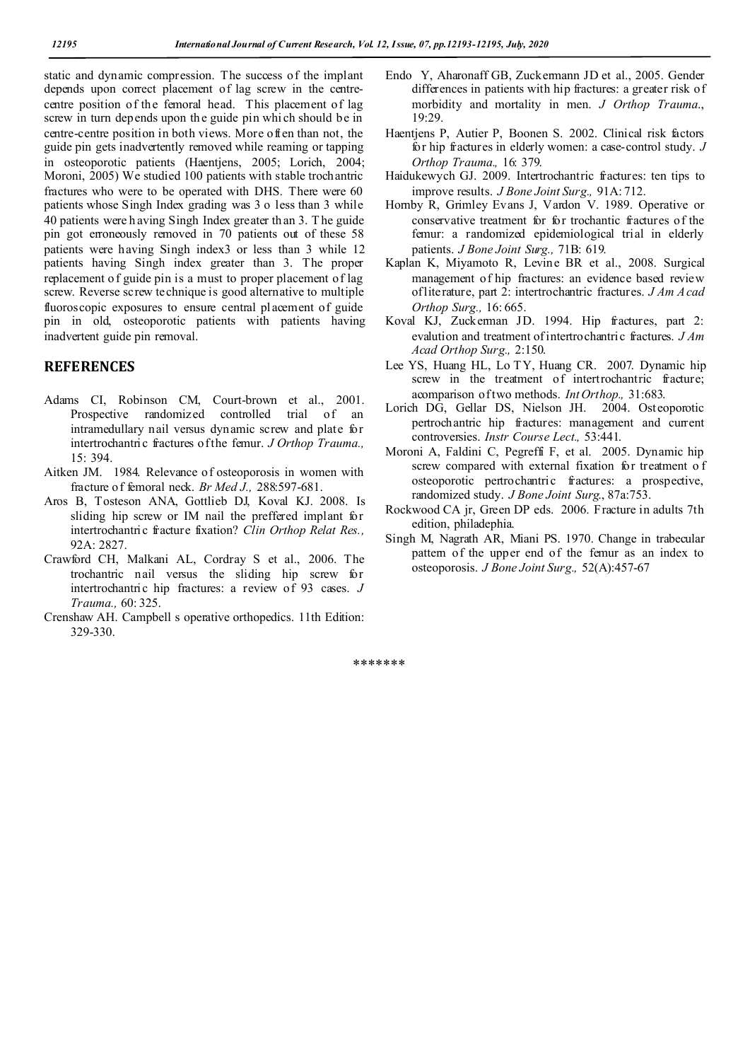static and dynamic compression. The success of the implant depends upon correct placement of lag screw in the centre-centre position of the femoral head. This placement of lag screw in turn depends upon the guide pin which should be in centre-centre position in both views. More often than not, the guide pin gets inadvertently removed while reaming or tapping in osteoporotic patients (Haentjens, 2005; Lorich, 2004; Moroni, 2005) We studied 100 patients with stable trochantric fractures who were to be operated with DHS. There were 60 patients whose Singh Index grading was 3 o less than 3 while 40 patients were having Singh Index greater than 3. The guide pin got erroneously removed in 70 patients out of these 58 patients were having Singh index3 or less than 3 while 12 patients having Singh index greater than 3. The proper replacement of guide pin is a must to proper placement of lag screw. Reverse screw technique is good alternative to multiple fluoroscopic exposures to ensure central placement of guide pin in old, osteoporotic patients with patients having inadvertent guide pin removal.

## REFERENCES

Adams CI, Robinson CM, Court-brown et al., 2001. Prospective randomized controlled trial of an intramedullary nail versus dynamic screw and plate for intertrochantric fractures of the femur. *J Orthop Trauma.,* 15: 394.

Aitken JM. 1984. Relevance of osteoporosis in women with fracture of femoral neck. *Br Med J.,* 288:597-681.

Aros B, Tosteson ANA, Gottlieb DJ, Koval KJ. 2008. Is sliding hip screw or IM nail the preffered implant for intertrochantric fracture fixation? *Clin Orthop Relat Res.,* 92A: 2827.

Crawford CH, Malkani AL, Cordray S et al., 2006. The trochantric nail versus the sliding hip screw for intertrochantric hip fractures: a review of 93 cases. *J Trauma.,* 60: 325.

Crenshaw AH. Campbell s operative orthopedics. 11th Edition: 329-330.

Endo Y, Aharonaff GB, Zuckermann JD et al., 2005. Gender differences in patients with hip fractures: a greater risk of morbidity and mortality in men. *J Orthop Trauma.*, 19:29.

Haentjens P, Autier P, Boonen S. 2002. Clinical risk factors for hip fractures in elderly women: a case-control study. *J Orthop Trauma.,* 16: 379.

Haidukewych GJ. 2009. Intertrochantric fractures: ten tips to improve results. *J Bone Joint Surg.,* 91A: 712.

Hornby R, Grimley Evans J, Vardon V. 1989. Operative or conservative treatment for for trochantic fractures of the femur: a randomized epidemiological trial in elderly patients. *J Bone Joint Surg.,* 71B: 619.

Kaplan K, Miyamoto R, Levine BR et al., 2008. Surgical management of hip fractures: an evidence based review of literature, part 2: intertrochantric fractures. *J Am Acad Orthop Surg.,* 16: 665.

Koval KJ, Zuckerman JD. 1994. Hip fractures, part 2: evalution and treatment of intertrochantric fractures. *J Am Acad Orthop Surg.,* 2:150.

Lee YS, Huang HL, Lo TY, Huang CR. 2007. Dynamic hip screw in the treatment of intertrochantric fracture; acomparison of two methods. *Int Orthop.,* 31:683.

Lorich DG, Gellar DS, Nielson JH. 2004. Osteoporotic pertrochantric hip fractures: management and current controversies. *Instr Course Lect.,* 53:441.

Moroni A, Faldini C, Pegreffi F, et al. 2005. Dynamic hip screw compared with external fixation for treatment of osteoporotic pertrochantric fractures: a prospective, randomized study. *J Bone Joint Surg.*, 87a:753.

Rockwood CA jr, Green DP eds. 2006. Fracture in adults 7th edition, philadephia.

Singh M, Nagrath AR, Miani PS. 1970. Change in trabecular pattern of the upper end of the femur as an index to osteoporosis. *J Bone Joint Surg.,* 52(A):457-67

\*\*\*\*\*\*\*